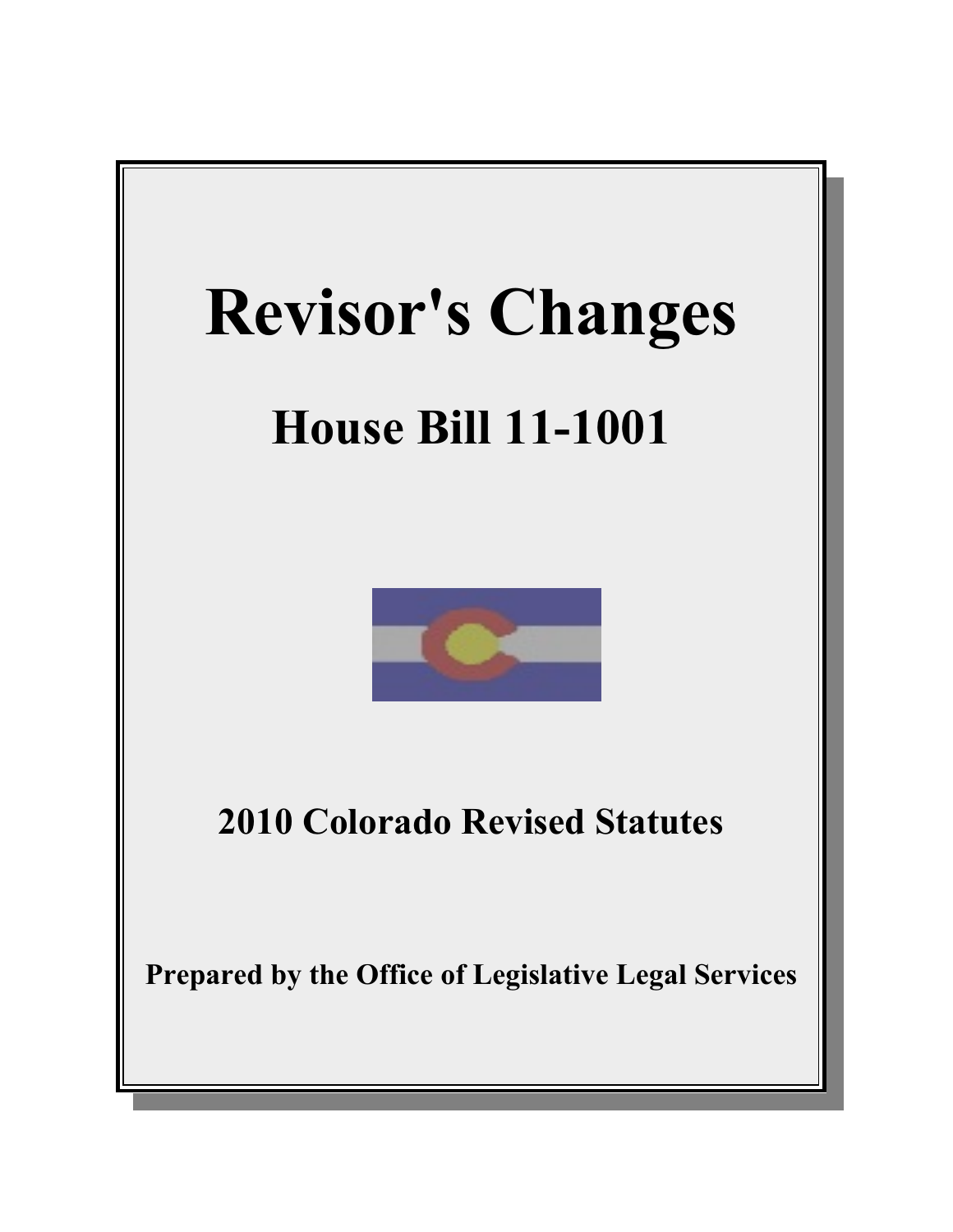# Revisor's Changes

## House Bill 11-1001

**2010 Colorado Revised Statutes**

**Prepared by the Office of Legislative Legal Services**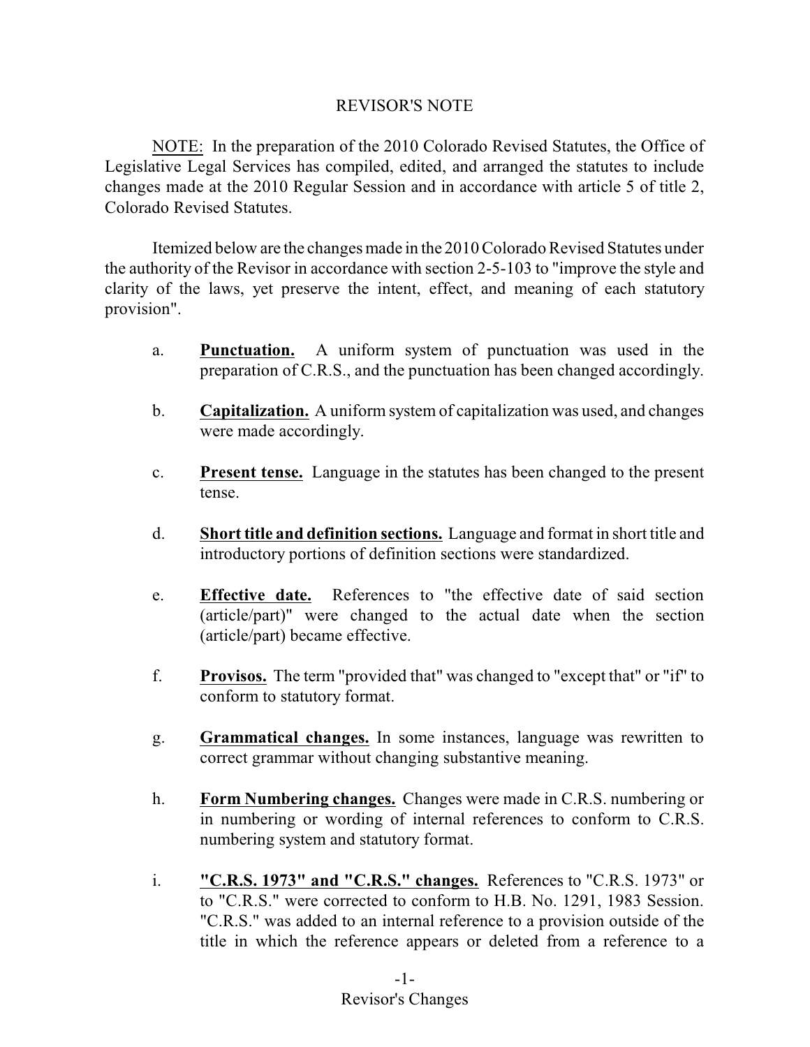## REVISOR'S NOTE

<u>NOTE:</u> In the preparation of the 2010 Colorado Revised Statutes, the Office of Legislative Legal Services has compiled, edited, and arranged the statutes to include changes made at the 2010 Regular Session and in accordance with article 5 of title 2, Colorado Revised Statutes.

Itemized below are the changes made in the 2010 Colorado Revised Statutes under the authority of the Revisor in accordance with section 2-5-103 to "improve the style and clarity of the laws, yet preserve the intent, effect, and meaning of each statutory provision".

a. **<u>Punctuation.</u>** A uniform system of punctuation was used in the preparation of C.R.S., and the punctuation has been changed accordingly.

b. **<u>Capitalization.</u>** A uniform system of capitalization was used, and changes were made accordingly.

c. **<u>Present tense.</u>** Language in the statutes has been changed to the present tense.

d. **<u>Short title and definition sections.</u>** Language and format in short title and introductory portions of definition sections were standardized.

e. **<u>Effective date.</u>** References to "the effective date of said section (article/part)" were changed to the actual date when the section (article/part) became effective.

f. **<u>Provisos.</u>** The term "provided that" was changed to "except that" or "if" to conform to statutory format.

g. **<u>Grammatical changes.</u>** In some instances, language was rewritten to correct grammar without changing substantive meaning.

h. **<u>Form Numbering changes.</u>** Changes were made in C.R.S. numbering or in numbering or wording of internal references to conform to C.R.S. numbering system and statutory format.

i. **<u>"C.R.S. 1973" and "C.R.S." changes.</u>** References to "C.R.S. 1973" or to "C.R.S." were corrected to conform to H.B. No. 1291, 1983 Session. "C.R.S." was added to an internal reference to a provision outside of the title in which the reference appears or deleted from a reference to a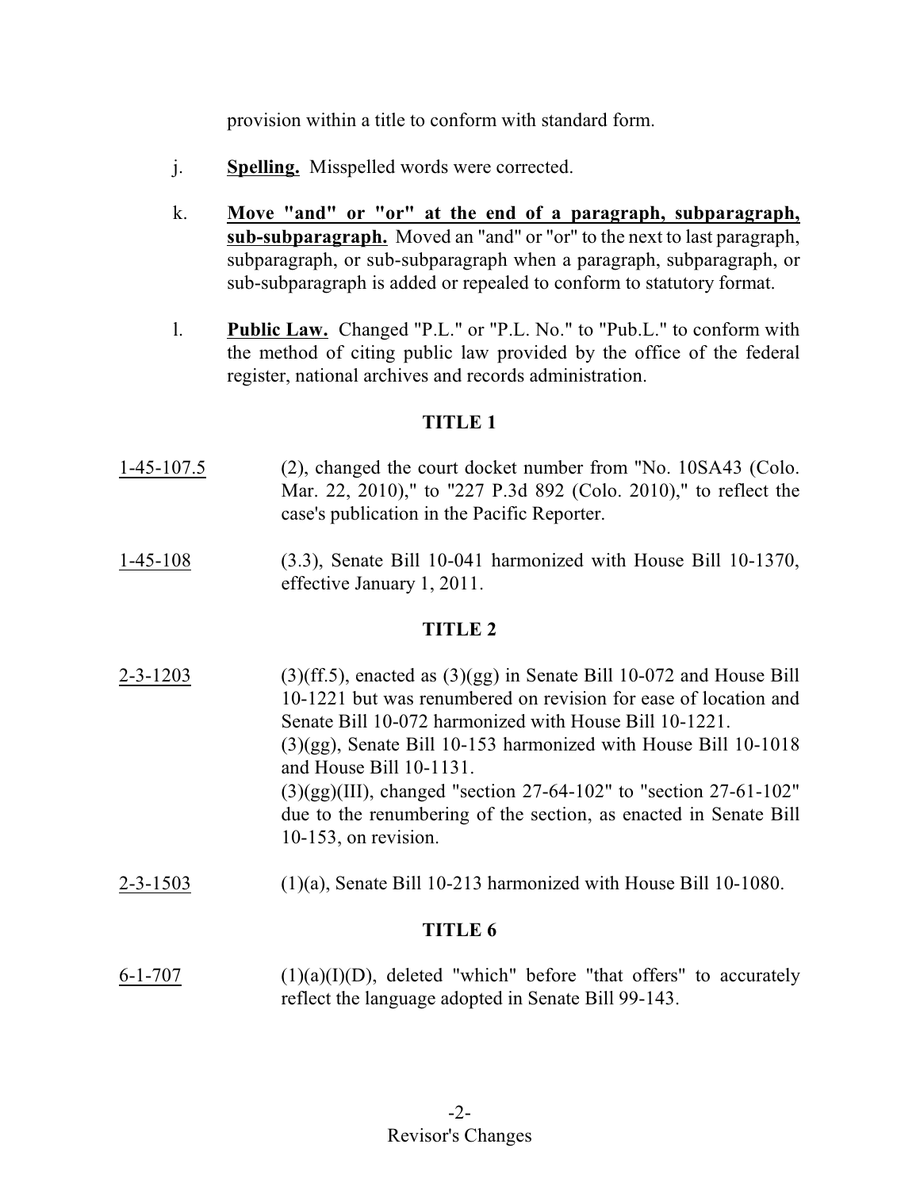provision within a title to conform with standard form.

j. **Spelling.** Misspelled words were corrected.

k. **Move "and" or "or" at the end of a paragraph, subparagraph, sub-subparagraph.** Moved an "and" or "or" to the next to last paragraph, subparagraph, or sub-subparagraph when a paragraph, subparagraph, or sub-subparagraph is added or repealed to conform to statutory format.

l. **Public Law.** Changed "P.L." or "P.L. No." to "Pub.L." to conform with the method of citing public law provided by the office of the federal register, national archives and records administration.

## TITLE 1

1-45-107.5 (2), changed the court docket number from "No. 10SA43 (Colo. Mar. 22, 2010)," to "227 P.3d 892 (Colo. 2010)," to reflect the case's publication in the Pacific Reporter.

1-45-108 (3.3), Senate Bill 10-041 harmonized with House Bill 10-1370, effective January 1, 2011.

## TITLE 2

2-3-1203 (3)(ff.5), enacted as (3)(gg) in Senate Bill 10-072 and House Bill 10-1221 but was renumbered on revision for ease of location and Senate Bill 10-072 harmonized with House Bill 10-1221.
(3)(gg), Senate Bill 10-153 harmonized with House Bill 10-1018 and House Bill 10-1131.
(3)(gg)(III), changed "section 27-64-102" to "section 27-61-102" due to the renumbering of the section, as enacted in Senate Bill 10-153, on revision.

2-3-1503 (1)(a), Senate Bill 10-213 harmonized with House Bill 10-1080.

## TITLE 6

6-1-707 (1)(a)(I)(D), deleted "which" before "that offers" to accurately reflect the language adopted in Senate Bill 99-143.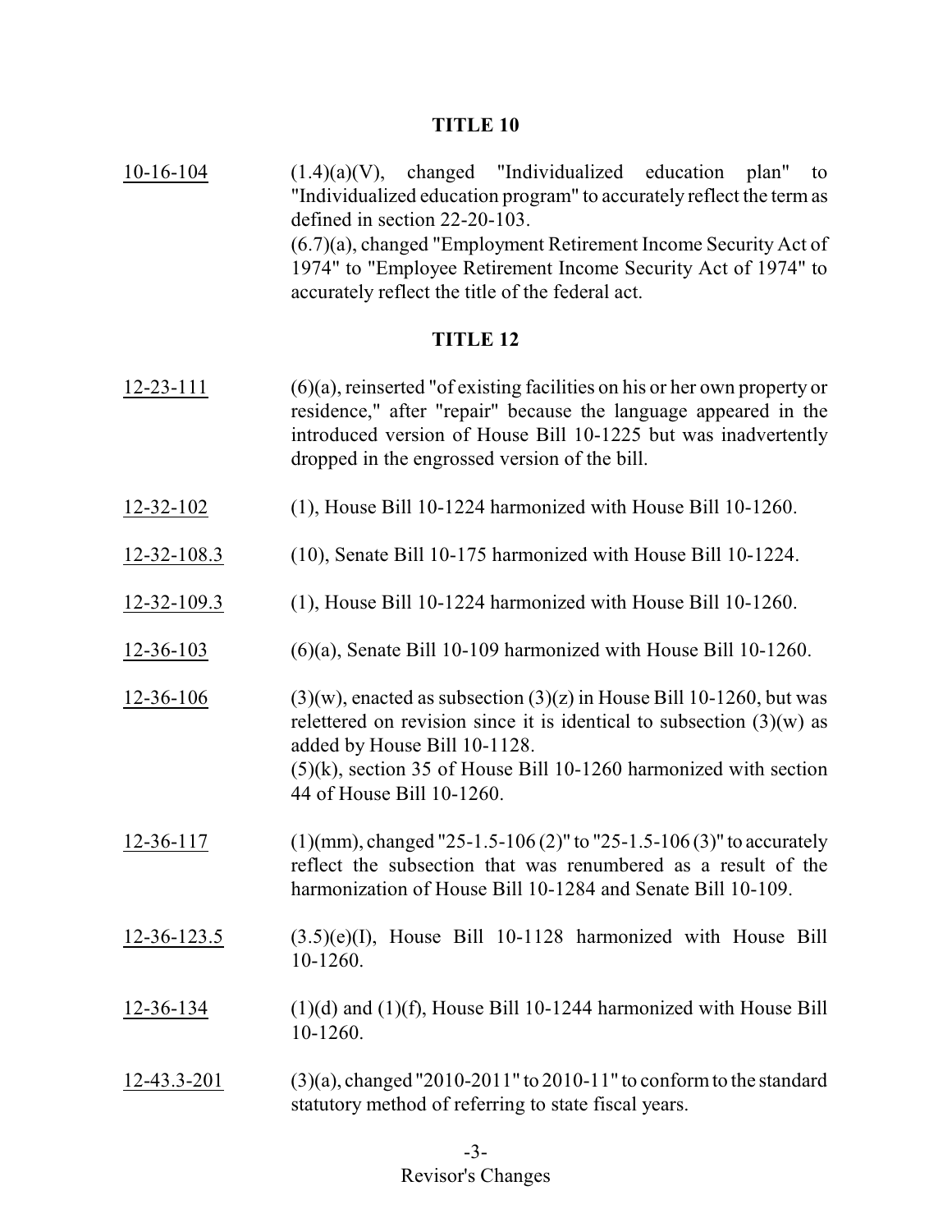## TITLE 10

10-16-104 (1.4)(a)(V), changed "Individualized education plan" to "Individualized education program" to accurately reflect the term as defined in section 22-20-103.
(6.7)(a), changed "Employment Retirement Income Security Act of 1974" to "Employee Retirement Income Security Act of 1974" to accurately reflect the title of the federal act.

## TITLE 12

12-23-111 (6)(a), reinserted "of existing facilities on his or her own property or residence," after "repair" because the language appeared in the introduced version of House Bill 10-1225 but was inadvertently dropped in the engrossed version of the bill.

12-32-102 (1), House Bill 10-1224 harmonized with House Bill 10-1260.

12-32-108.3 (10), Senate Bill 10-175 harmonized with House Bill 10-1224.

12-32-109.3 (1), House Bill 10-1224 harmonized with House Bill 10-1260.

12-36-103 (6)(a), Senate Bill 10-109 harmonized with House Bill 10-1260.

12-36-106 (3)(w), enacted as subsection (3)(z) in House Bill 10-1260, but was relettered on revision since it is identical to subsection (3)(w) as added by House Bill 10-1128.
(5)(k), section 35 of House Bill 10-1260 harmonized with section 44 of House Bill 10-1260.

12-36-117 (1)(mm), changed "25-1.5-106 (2)" to "25-1.5-106 (3)" to accurately reflect the subsection that was renumbered as a result of the harmonization of House Bill 10-1284 and Senate Bill 10-109.

12-36-123.5 (3.5)(e)(I), House Bill 10-1128 harmonized with House Bill 10-1260.

12-36-134 (1)(d) and (1)(f), House Bill 10-1244 harmonized with House Bill 10-1260.

12-43.3-201 (3)(a), changed "2010-2011" to 2010-11" to conform to the standard statutory method of referring to state fiscal years.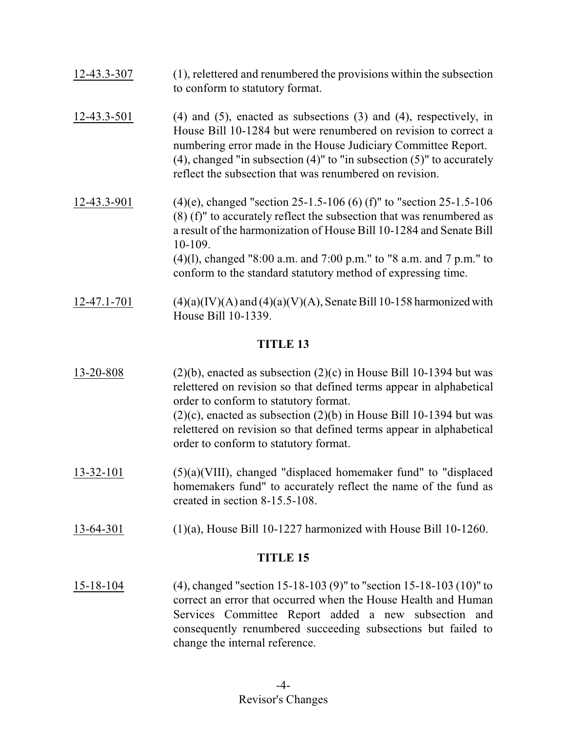12-43.3-307 (1), relettered and renumbered the provisions within the subsection to conform to statutory format.

12-43.3-501 (4) and (5), enacted as subsections (3) and (4), respectively, in House Bill 10-1284 but were renumbered on revision to correct a numbering error made in the House Judiciary Committee Report. (4), changed "in subsection (4)" to "in subsection (5)" to accurately reflect the subsection that was renumbered on revision.

12-43.3-901 (4)(e), changed "section 25-1.5-106 (6) (f)" to "section 25-1.5-106 (8) (f)" to accurately reflect the subsection that was renumbered as a result of the harmonization of House Bill 10-1284 and Senate Bill 10-109.
(4)(l), changed "8:00 a.m. and 7:00 p.m." to "8 a.m. and 7 p.m." to conform to the standard statutory method of expressing time.

12-47.1-701 (4)(a)(IV)(A) and (4)(a)(V)(A), Senate Bill 10-158 harmonized with House Bill 10-1339.

## TITLE 13

13-20-808 (2)(b), enacted as subsection (2)(c) in House Bill 10-1394 but was relettered on revision so that defined terms appear in alphabetical order to conform to statutory format.
(2)(c), enacted as subsection (2)(b) in House Bill 10-1394 but was relettered on revision so that defined terms appear in alphabetical order to conform to statutory format.

13-32-101 (5)(a)(VIII), changed "displaced homemaker fund" to "displaced homemakers fund" to accurately reflect the name of the fund as created in section 8-15.5-108.

13-64-301 (1)(a), House Bill 10-1227 harmonized with House Bill 10-1260.

## TITLE 15

15-18-104 (4), changed "section 15-18-103 (9)" to "section 15-18-103 (10)" to correct an error that occurred when the House Health and Human Services Committee Report added a new subsection and consequently renumbered succeeding subsections but failed to change the internal reference.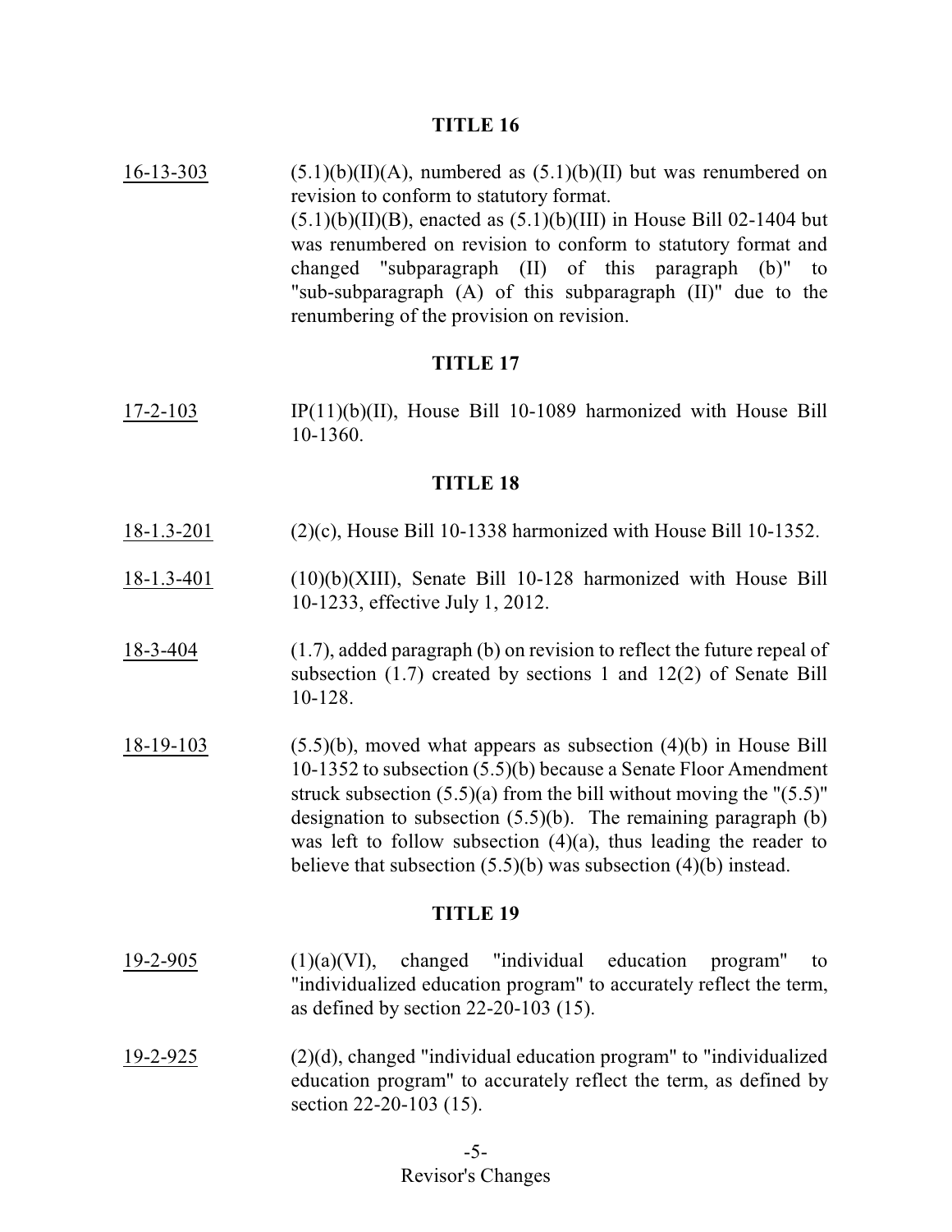## TITLE 16

<u>16-13-303</u> (5.1)(b)(II)(A), numbered as (5.1)(b)(II) but was renumbered on revision to conform to statutory format.
(5.1)(b)(II)(B), enacted as (5.1)(b)(III) in House Bill 02-1404 but was renumbered on revision to conform to statutory format and changed "subparagraph (II) of this paragraph (b)" to "sub-subparagraph (A) of this subparagraph (II)" due to the renumbering of the provision on revision.

## TITLE 17

<u>17-2-103</u> IP(11)(b)(II), House Bill 10-1089 harmonized with House Bill 10-1360.

## TITLE 18

<u>18-1.3-201</u> (2)(c), House Bill 10-1338 harmonized with House Bill 10-1352.

<u>18-1.3-401</u> (10)(b)(XIII), Senate Bill 10-128 harmonized with House Bill 10-1233, effective July 1, 2012.

<u>18-3-404</u> (1.7), added paragraph (b) on revision to reflect the future repeal of subsection (1.7) created by sections 1 and 12(2) of Senate Bill 10-128.

<u>18-19-103</u> (5.5)(b), moved what appears as subsection (4)(b) in House Bill 10-1352 to subsection (5.5)(b) because a Senate Floor Amendment struck subsection (5.5)(a) from the bill without moving the "(5.5)" designation to subsection (5.5)(b). The remaining paragraph (b) was left to follow subsection (4)(a), thus leading the reader to believe that subsection (5.5)(b) was subsection (4)(b) instead.

## TITLE 19

<u>19-2-905</u> (1)(a)(VI), changed "individual education program" to "individualized education program" to accurately reflect the term, as defined by section 22-20-103 (15).

<u>19-2-925</u> (2)(d), changed "individual education program" to "individualized education program" to accurately reflect the term, as defined by section 22-20-103 (15).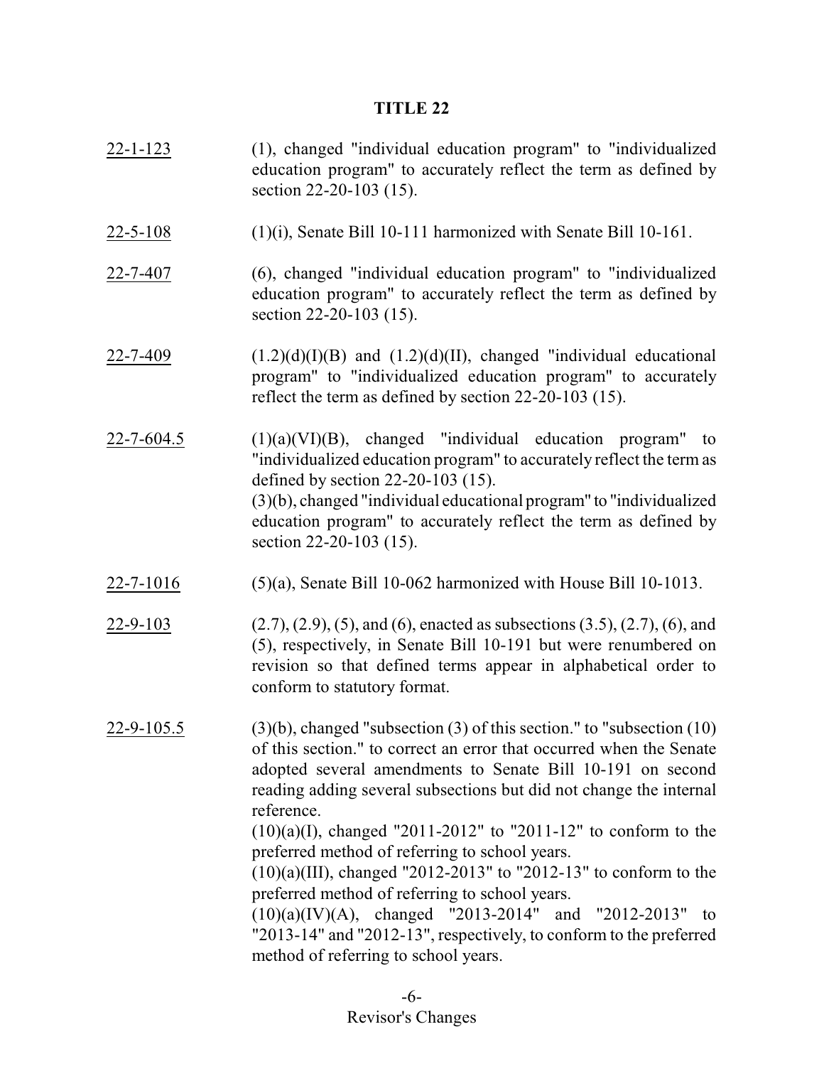# TITLE 22

<u>22-1-123</u> (1), changed "individual education program" to "individualized education program" to accurately reflect the term as defined by section 22-20-103 (15).

<u>22-5-108</u> (1)(i), Senate Bill 10-111 harmonized with Senate Bill 10-161.

<u>22-7-407</u> (6), changed "individual education program" to "individualized education program" to accurately reflect the term as defined by section 22-20-103 (15).

<u>22-7-409</u> (1.2)(d)(I)(B) and (1.2)(d)(II), changed "individual educational program" to "individualized education program" to accurately reflect the term as defined by section 22-20-103 (15).

<u>22-7-604.5</u> (1)(a)(VI)(B), changed "individual education program" to "individualized education program" to accurately reflect the term as defined by section 22-20-103 (15).
(3)(b), changed "individual educational program" to "individualized education program" to accurately reflect the term as defined by section 22-20-103 (15).

<u>22-7-1016</u> (5)(a), Senate Bill 10-062 harmonized with House Bill 10-1013.

<u>22-9-103</u> (2.7), (2.9), (5), and (6), enacted as subsections (3.5), (2.7), (6), and (5), respectively, in Senate Bill 10-191 but were renumbered on revision so that defined terms appear in alphabetical order to conform to statutory format.

<u>22-9-105.5</u> (3)(b), changed "subsection (3) of this section." to "subsection (10) of this section." to correct an error that occurred when the Senate adopted several amendments to Senate Bill 10-191 on second reading adding several subsections but did not change the internal reference.
(10)(a)(I), changed "2011-2012" to "2011-12" to conform to the preferred method of referring to school years.
(10)(a)(III), changed "2012-2013" to "2012-13" to conform to the preferred method of referring to school years.
(10)(a)(IV)(A), changed "2013-2014" and "2012-2013" to "2013-14" and "2012-13", respectively, to conform to the preferred method of referring to school years.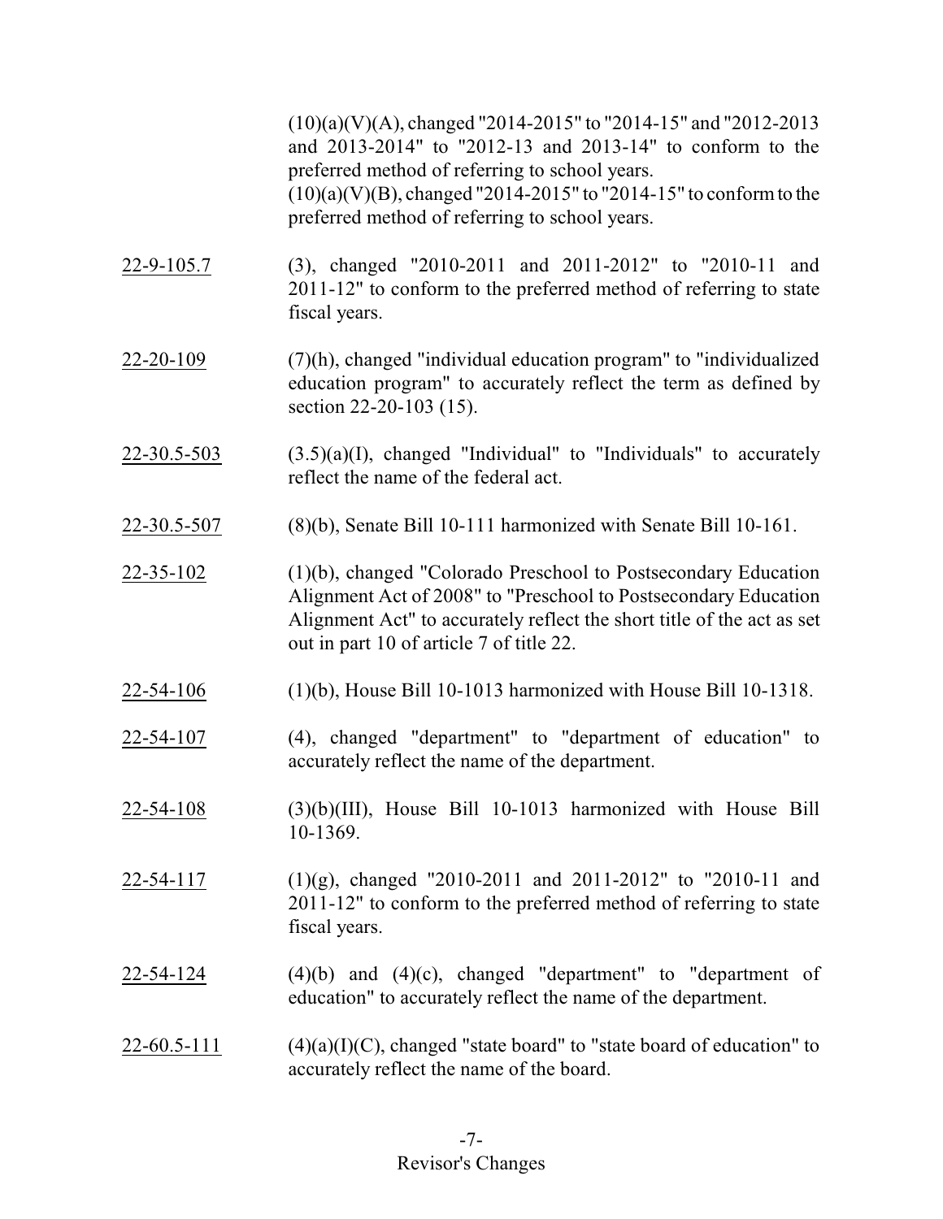| | |
|---|---|
| | (10)(a)(V)(A), changed "2014-2015" to "2014-15" and "2012-2013 and 2013-2014" to "2012-13 and 2013-14" to conform to the preferred method of referring to school years.<br>(10)(a)(V)(B), changed "2014-2015" to "2014-15" to conform to the preferred method of referring to school years. |
| 22-9-105.7 | (3), changed "2010-2011 and 2011-2012" to "2010-11 and 2011-12" to conform to the preferred method of referring to state fiscal years. |
| 22-20-109 | (7)(h), changed "individual education program" to "individualized education program" to accurately reflect the term as defined by section 22-20-103 (15). |
| 22-30.5-503 | (3.5)(a)(I), changed "Individual" to "Individuals" to accurately reflect the name of the federal act. |
| 22-30.5-507 | (8)(b), Senate Bill 10-111 harmonized with Senate Bill 10-161. |
| 22-35-102 | (1)(b), changed "Colorado Preschool to Postsecondary Education Alignment Act of 2008" to "Preschool to Postsecondary Education Alignment Act" to accurately reflect the short title of the act as set out in part 10 of article 7 of title 22. |
| 22-54-106 | (1)(b), House Bill 10-1013 harmonized with House Bill 10-1318. |
| 22-54-107 | (4), changed "department" to "department of education" to accurately reflect the name of the department. |
| 22-54-108 | (3)(b)(III), House Bill 10-1013 harmonized with House Bill 10-1369. |
| 22-54-117 | (1)(g), changed "2010-2011 and 2011-2012" to "2010-11 and 2011-12" to conform to the preferred method of referring to state fiscal years. |
| 22-54-124 | (4)(b) and (4)(c), changed "department" to "department of education" to accurately reflect the name of the department. |
| 22-60.5-111 | (4)(a)(I)(C), changed "state board" to "state board of education" to accurately reflect the name of the board. |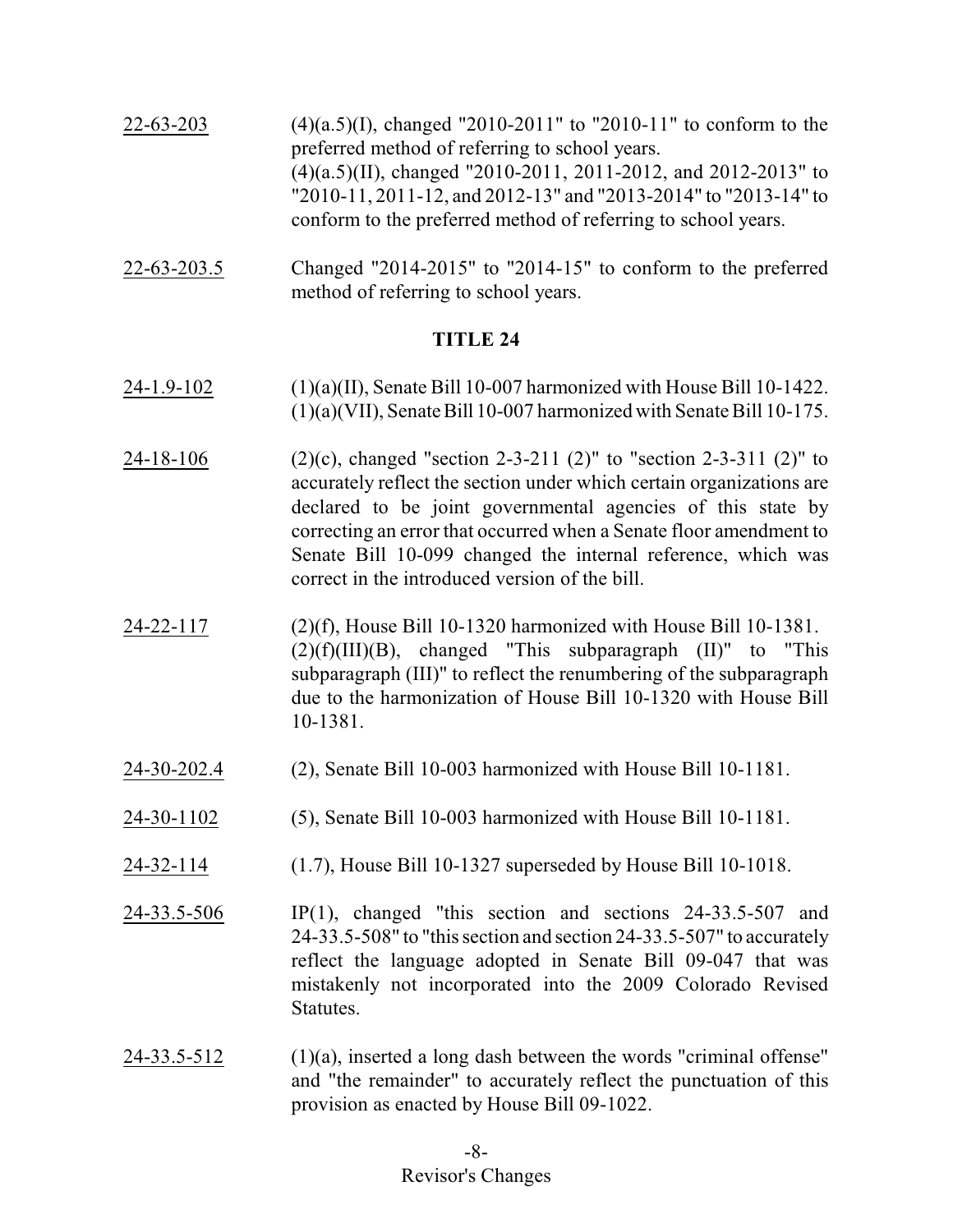22-63-203 (4)(a.5)(I), changed "2010-2011" to "2010-11" to conform to the preferred method of referring to school years.
(4)(a.5)(II), changed "2010-2011, 2011-2012, and 2012-2013" to "2010-11, 2011-12, and 2012-13" and "2013-2014" to "2013-14" to conform to the preferred method of referring to school years.

22-63-203.5 Changed "2014-2015" to "2014-15" to conform to the preferred method of referring to school years.

## TITLE 24

24-1.9-102 (1)(a)(II), Senate Bill 10-007 harmonized with House Bill 10-1422.
(1)(a)(VII), Senate Bill 10-007 harmonized with Senate Bill 10-175.

24-18-106 (2)(c), changed "section 2-3-211 (2)" to "section 2-3-311 (2)" to accurately reflect the section under which certain organizations are declared to be joint governmental agencies of this state by correcting an error that occurred when a Senate floor amendment to Senate Bill 10-099 changed the internal reference, which was correct in the introduced version of the bill.

24-22-117 (2)(f), House Bill 10-1320 harmonized with House Bill 10-1381.
(2)(f)(III)(B), changed "This subparagraph (II)" to "This subparagraph (III)" to reflect the renumbering of the subparagraph due to the harmonization of House Bill 10-1320 with House Bill 10-1381.

24-30-202.4 (2), Senate Bill 10-003 harmonized with House Bill 10-1181.

24-30-1102 (5), Senate Bill 10-003 harmonized with House Bill 10-1181.

24-32-114 (1.7), House Bill 10-1327 superseded by House Bill 10-1018.

24-33.5-506 IP(1), changed "this section and sections 24-33.5-507 and 24-33.5-508" to "this section and section 24-33.5-507" to accurately reflect the language adopted in Senate Bill 09-047 that was mistakenly not incorporated into the 2009 Colorado Revised Statutes.

24-33.5-512 (1)(a), inserted a long dash between the words "criminal offense" and "the remainder" to accurately reflect the punctuation of this provision as enacted by House Bill 09-1022.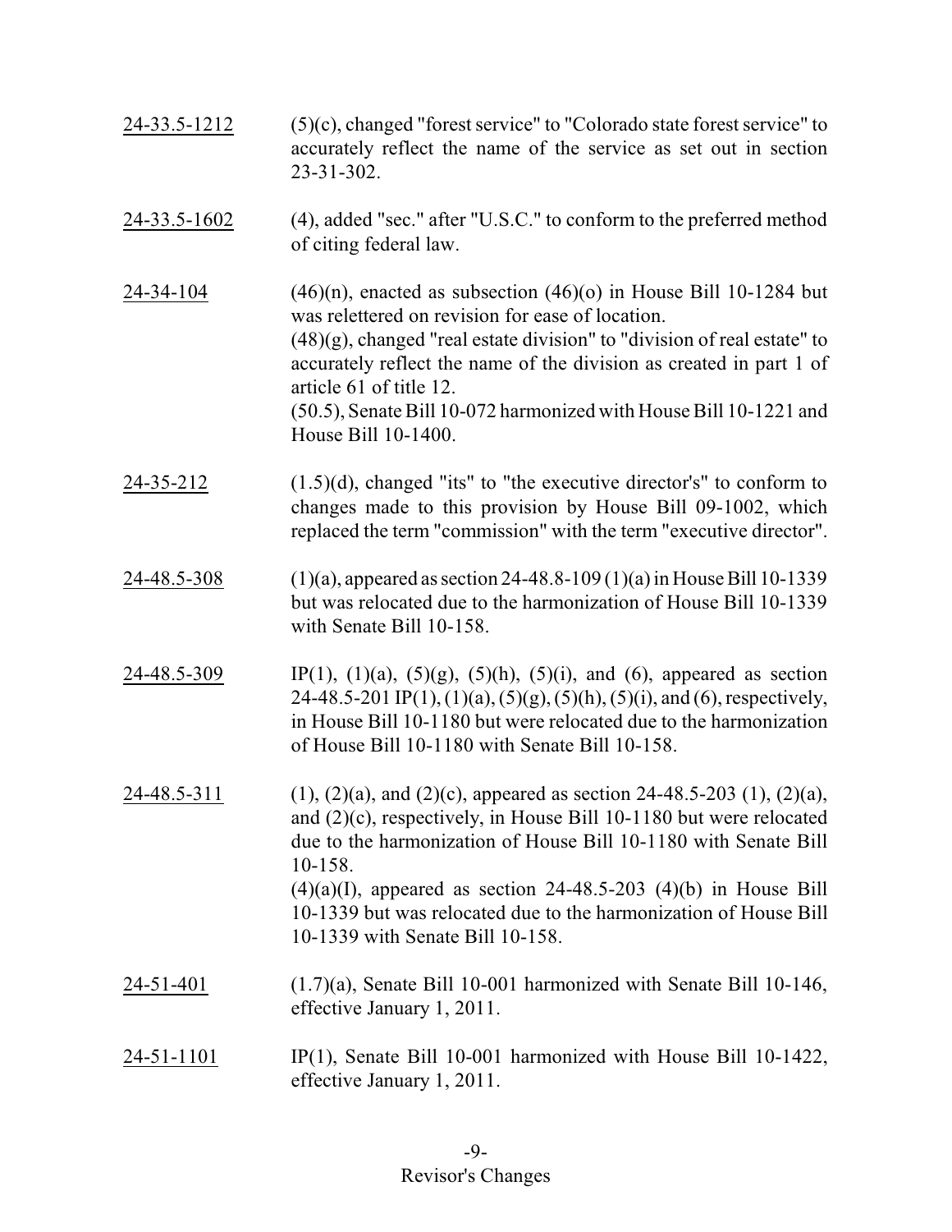| | |
|---|---|
| <u>24-33.5-1212</u> | (5)(c), changed "forest service" to "Colorado state forest service" to accurately reflect the name of the service as set out in section 23-31-302. |
| <u>24-33.5-1602</u> | (4), added "sec." after "U.S.C." to conform to the preferred method of citing federal law. |
| <u>24-34-104</u> | (46)(n), enacted as subsection (46)(o) in House Bill 10-1284 but was relettered on revision for ease of location.<br>(48)(g), changed "real estate division" to "division of real estate" to accurately reflect the name of the division as created in part 1 of article 61 of title 12.<br>(50.5), Senate Bill 10-072 harmonized with House Bill 10-1221 and House Bill 10-1400. |
| <u>24-35-212</u> | (1.5)(d), changed "its" to "the executive director's" to conform to changes made to this provision by House Bill 09-1002, which replaced the term "commission" with the term "executive director". |
| <u>24-48.5-308</u> | (1)(a), appeared as section 24-48.8-109 (1)(a) in House Bill 10-1339 but was relocated due to the harmonization of House Bill 10-1339 with Senate Bill 10-158. |
| <u>24-48.5-309</u> | IP(1), (1)(a), (5)(g), (5)(h), (5)(i), and (6), appeared as section 24-48.5-201 IP(1), (1)(a), (5)(g), (5)(h), (5)(i), and (6), respectively, in House Bill 10-1180 but were relocated due to the harmonization of House Bill 10-1180 with Senate Bill 10-158. |
| <u>24-48.5-311</u> | (1), (2)(a), and (2)(c), appeared as section 24-48.5-203 (1), (2)(a), and (2)(c), respectively, in House Bill 10-1180 but were relocated due to the harmonization of House Bill 10-1180 with Senate Bill 10-158.<br>(4)(a)(I), appeared as section 24-48.5-203 (4)(b) in House Bill 10-1339 but was relocated due to the harmonization of House Bill 10-1339 with Senate Bill 10-158. |
| <u>24-51-401</u> | (1.7)(a), Senate Bill 10-001 harmonized with Senate Bill 10-146, effective January 1, 2011. |
| <u>24-51-1101</u> | IP(1), Senate Bill 10-001 harmonized with House Bill 10-1422, effective January 1, 2011. |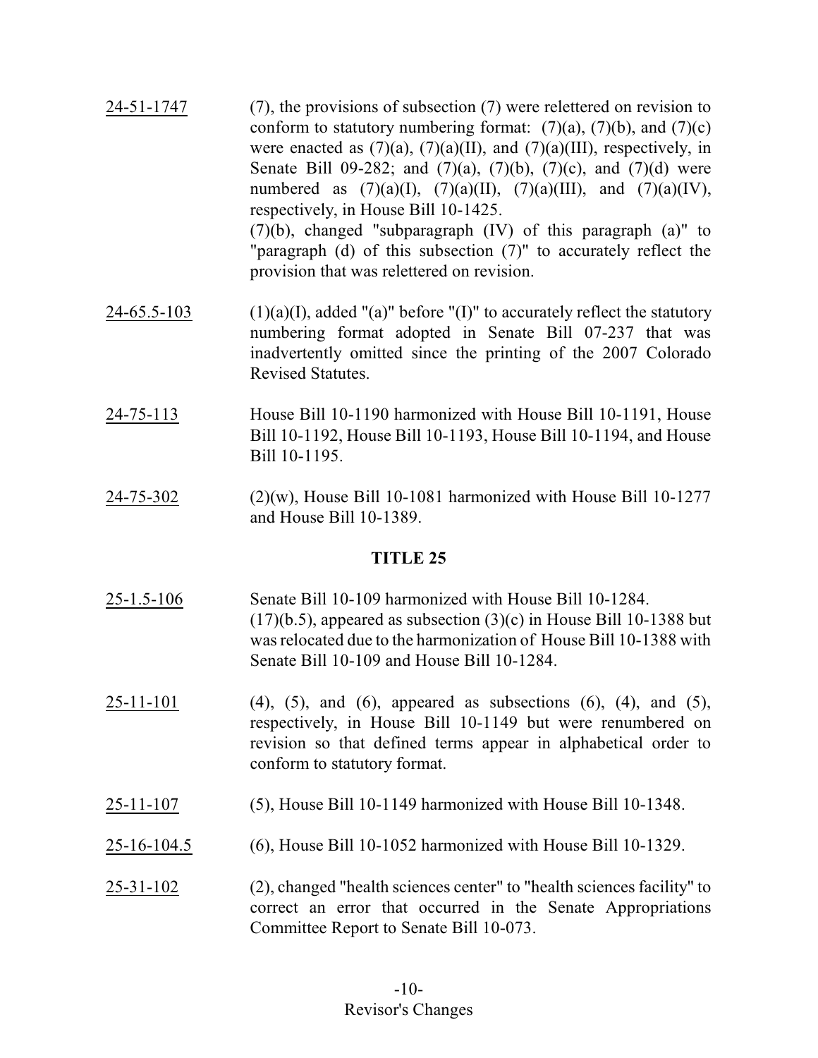24-51-1747 (7), the provisions of subsection (7) were relettered on revision to conform to statutory numbering format: (7)(a), (7)(b), and (7)(c) were enacted as (7)(a), (7)(a)(II), and (7)(a)(III), respectively, in Senate Bill 09-282; and (7)(a), (7)(b), (7)(c), and (7)(d) were numbered as (7)(a)(I), (7)(a)(II), (7)(a)(III), and (7)(a)(IV), respectively, in House Bill 10-1425.
(7)(b), changed "subparagraph (IV) of this paragraph (a)" to "paragraph (d) of this subsection (7)" to accurately reflect the provision that was relettered on revision.

24-65.5-103 (1)(a)(I), added "(a)" before "(I)" to accurately reflect the statutory numbering format adopted in Senate Bill 07-237 that was inadvertently omitted since the printing of the 2007 Colorado Revised Statutes.

24-75-113 House Bill 10-1190 harmonized with House Bill 10-1191, House Bill 10-1192, House Bill 10-1193, House Bill 10-1194, and House Bill 10-1195.

24-75-302 (2)(w), House Bill 10-1081 harmonized with House Bill 10-1277 and House Bill 10-1389.

## TITLE 25

25-1.5-106 Senate Bill 10-109 harmonized with House Bill 10-1284.
(17)(b.5), appeared as subsection (3)(c) in House Bill 10-1388 but was relocated due to the harmonization of House Bill 10-1388 with Senate Bill 10-109 and House Bill 10-1284.

25-11-101 (4), (5), and (6), appeared as subsections (6), (4), and (5), respectively, in House Bill 10-1149 but were renumbered on revision so that defined terms appear in alphabetical order to conform to statutory format.

25-11-107 (5), House Bill 10-1149 harmonized with House Bill 10-1348.

25-16-104.5 (6), House Bill 10-1052 harmonized with House Bill 10-1329.

25-31-102 (2), changed "health sciences center" to "health sciences facility" to correct an error that occurred in the Senate Appropriations Committee Report to Senate Bill 10-073.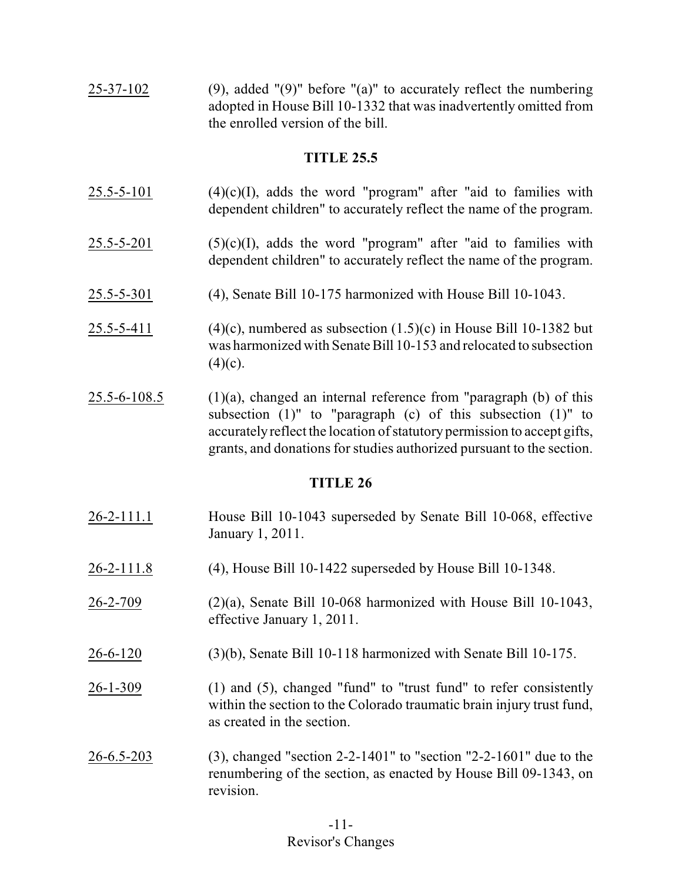25-37-102 (9), added "(9)" before "(a)" to accurately reflect the numbering adopted in House Bill 10-1332 that was inadvertently omitted from the enrolled version of the bill.

## TITLE 25.5

25.5-5-101 (4)(c)(I), adds the word "program" after "aid to families with dependent children" to accurately reflect the name of the program.

25.5-5-201 (5)(c)(I), adds the word "program" after "aid to families with dependent children" to accurately reflect the name of the program.

25.5-5-301 (4), Senate Bill 10-175 harmonized with House Bill 10-1043.

25.5-5-411 (4)(c), numbered as subsection (1.5)(c) in House Bill 10-1382 but was harmonized with Senate Bill 10-153 and relocated to subsection (4)(c).

25.5-6-108.5 (1)(a), changed an internal reference from "paragraph (b) of this subsection (1)" to "paragraph (c) of this subsection (1)" to accurately reflect the location of statutory permission to accept gifts, grants, and donations for studies authorized pursuant to the section.

## TITLE 26

26-2-111.1 House Bill 10-1043 superseded by Senate Bill 10-068, effective January 1, 2011.

26-2-111.8 (4), House Bill 10-1422 superseded by House Bill 10-1348.

26-2-709 (2)(a), Senate Bill 10-068 harmonized with House Bill 10-1043, effective January 1, 2011.

26-6-120 (3)(b), Senate Bill 10-118 harmonized with Senate Bill 10-175.

26-1-309 (1) and (5), changed "fund" to "trust fund" to refer consistently within the section to the Colorado traumatic brain injury trust fund, as created in the section.

26-6.5-203 (3), changed "section 2-2-1401" to "section "2-2-1601" due to the renumbering of the section, as enacted by House Bill 09-1343, on revision.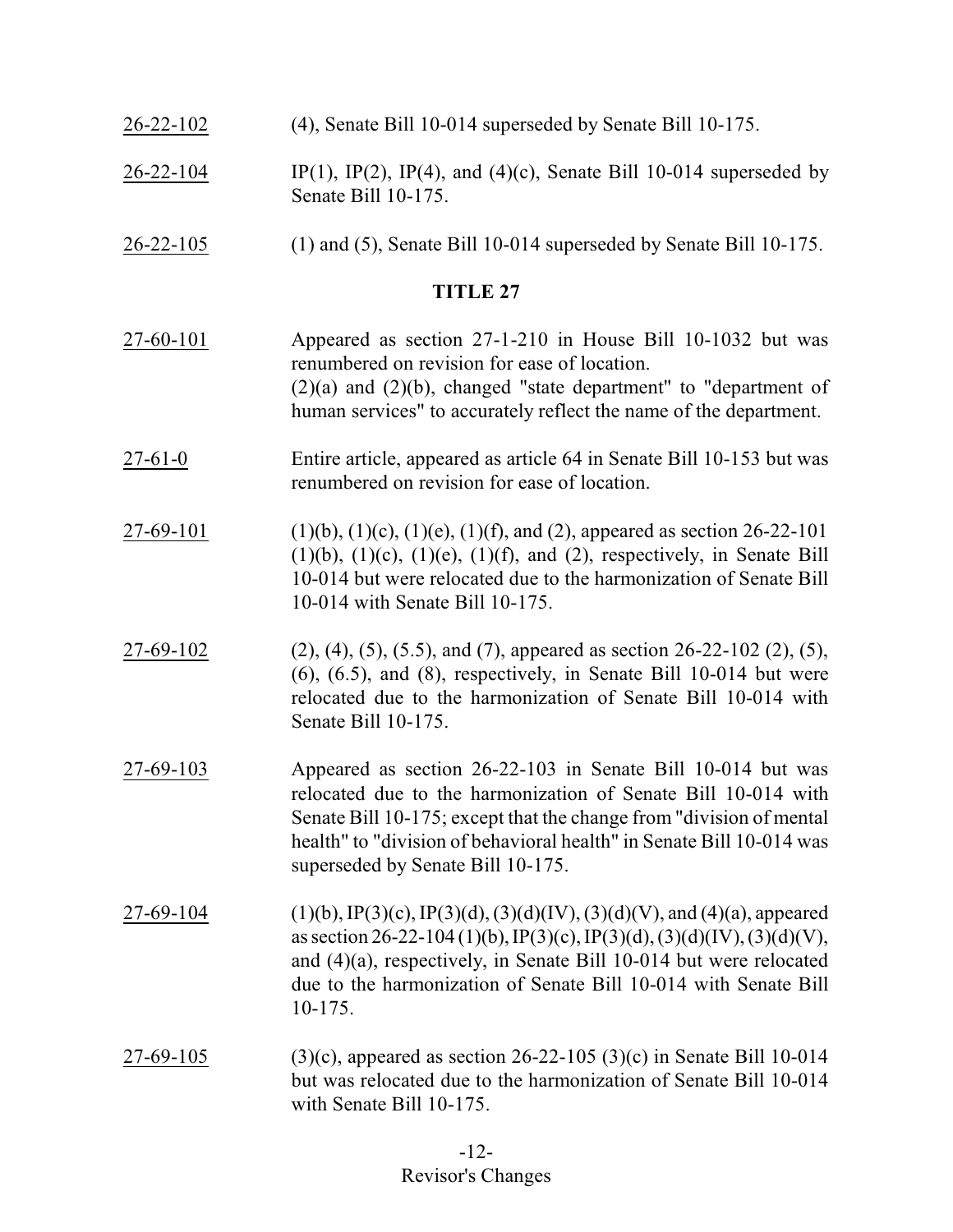26-22-102 (4), Senate Bill 10-014 superseded by Senate Bill 10-175.

26-22-104 IP(1), IP(2), IP(4), and (4)(c), Senate Bill 10-014 superseded by Senate Bill 10-175.

26-22-105 (1) and (5), Senate Bill 10-014 superseded by Senate Bill 10-175.

## TITLE 27

27-60-101 Appeared as section 27-1-210 in House Bill 10-1032 but was renumbered on revision for ease of location.
(2)(a) and (2)(b), changed "state department" to "department of human services" to accurately reflect the name of the department.

27-61-0 Entire article, appeared as article 64 in Senate Bill 10-153 but was renumbered on revision for ease of location.

27-69-101 (1)(b), (1)(c), (1)(e), (1)(f), and (2), appeared as section 26-22-101 (1)(b), (1)(c), (1)(e), (1)(f), and (2), respectively, in Senate Bill 10-014 but were relocated due to the harmonization of Senate Bill 10-014 with Senate Bill 10-175.

27-69-102 (2), (4), (5), (5.5), and (7), appeared as section 26-22-102 (2), (5), (6), (6.5), and (8), respectively, in Senate Bill 10-014 but were relocated due to the harmonization of Senate Bill 10-014 with Senate Bill 10-175.

27-69-103 Appeared as section 26-22-103 in Senate Bill 10-014 but was relocated due to the harmonization of Senate Bill 10-014 with Senate Bill 10-175; except that the change from "division of mental health" to "division of behavioral health" in Senate Bill 10-014 was superseded by Senate Bill 10-175.

27-69-104 (1)(b), IP(3)(c), IP(3)(d), (3)(d)(IV), (3)(d)(V), and (4)(a), appeared as section 26-22-104 (1)(b), IP(3)(c), IP(3)(d), (3)(d)(IV), (3)(d)(V), and (4)(a), respectively, in Senate Bill 10-014 but were relocated due to the harmonization of Senate Bill 10-014 with Senate Bill 10-175.

27-69-105 (3)(c), appeared as section 26-22-105 (3)(c) in Senate Bill 10-014 but was relocated due to the harmonization of Senate Bill 10-014 with Senate Bill 10-175.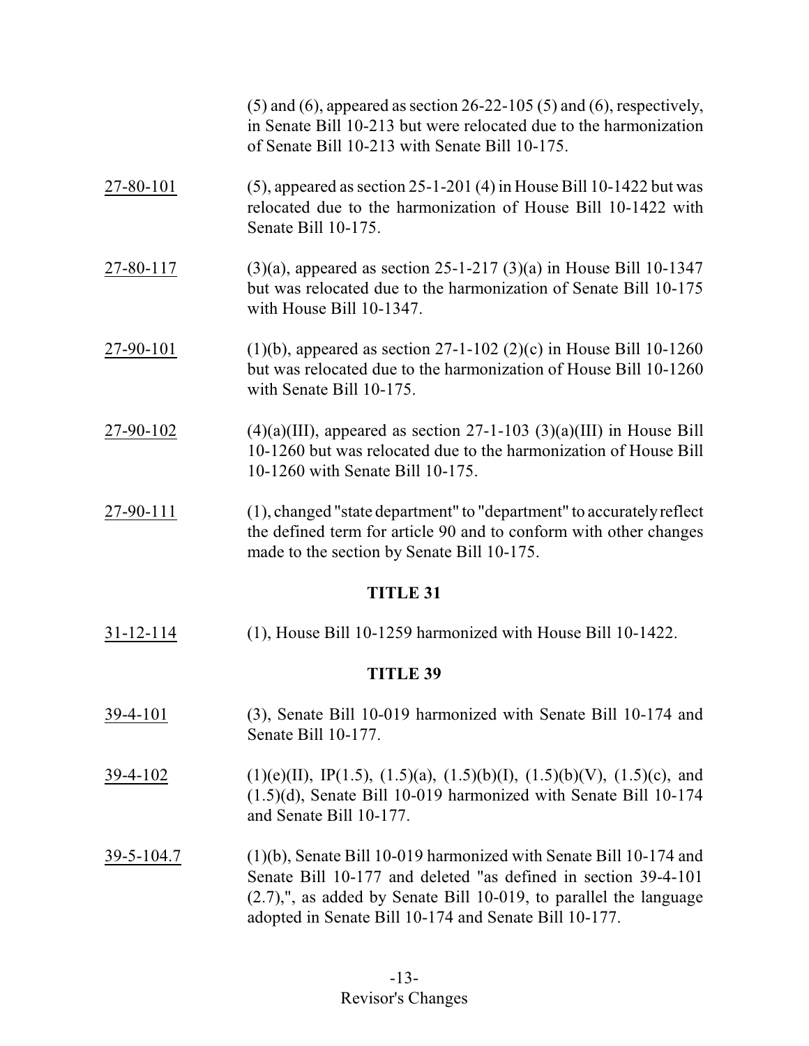(5) and (6), appeared as section 26-22-105 (5) and (6), respectively, in Senate Bill 10-213 but were relocated due to the harmonization of Senate Bill 10-213 with Senate Bill 10-175.

27-80-101 (5), appeared as section 25-1-201 (4) in House Bill 10-1422 but was relocated due to the harmonization of House Bill 10-1422 with Senate Bill 10-175.

27-80-117 (3)(a), appeared as section 25-1-217 (3)(a) in House Bill 10-1347 but was relocated due to the harmonization of Senate Bill 10-175 with House Bill 10-1347.

27-90-101 (1)(b), appeared as section 27-1-102 (2)(c) in House Bill 10-1260 but was relocated due to the harmonization of House Bill 10-1260 with Senate Bill 10-175.

27-90-102 (4)(a)(III), appeared as section 27-1-103 (3)(a)(III) in House Bill 10-1260 but was relocated due to the harmonization of House Bill 10-1260 with Senate Bill 10-175.

27-90-111 (1), changed "state department" to "department" to accurately reflect the defined term for article 90 and to conform with other changes made to the section by Senate Bill 10-175.

## TITLE 31

31-12-114 (1), House Bill 10-1259 harmonized with House Bill 10-1422.

## TITLE 39

39-4-101 (3), Senate Bill 10-019 harmonized with Senate Bill 10-174 and Senate Bill 10-177.

39-4-102 (1)(e)(II), IP(1.5), (1.5)(a), (1.5)(b)(I), (1.5)(b)(V), (1.5)(c), and (1.5)(d), Senate Bill 10-019 harmonized with Senate Bill 10-174 and Senate Bill 10-177.

39-5-104.7 (1)(b), Senate Bill 10-019 harmonized with Senate Bill 10-174 and Senate Bill 10-177 and deleted "as defined in section 39-4-101 (2.7),", as added by Senate Bill 10-019, to parallel the language adopted in Senate Bill 10-174 and Senate Bill 10-177.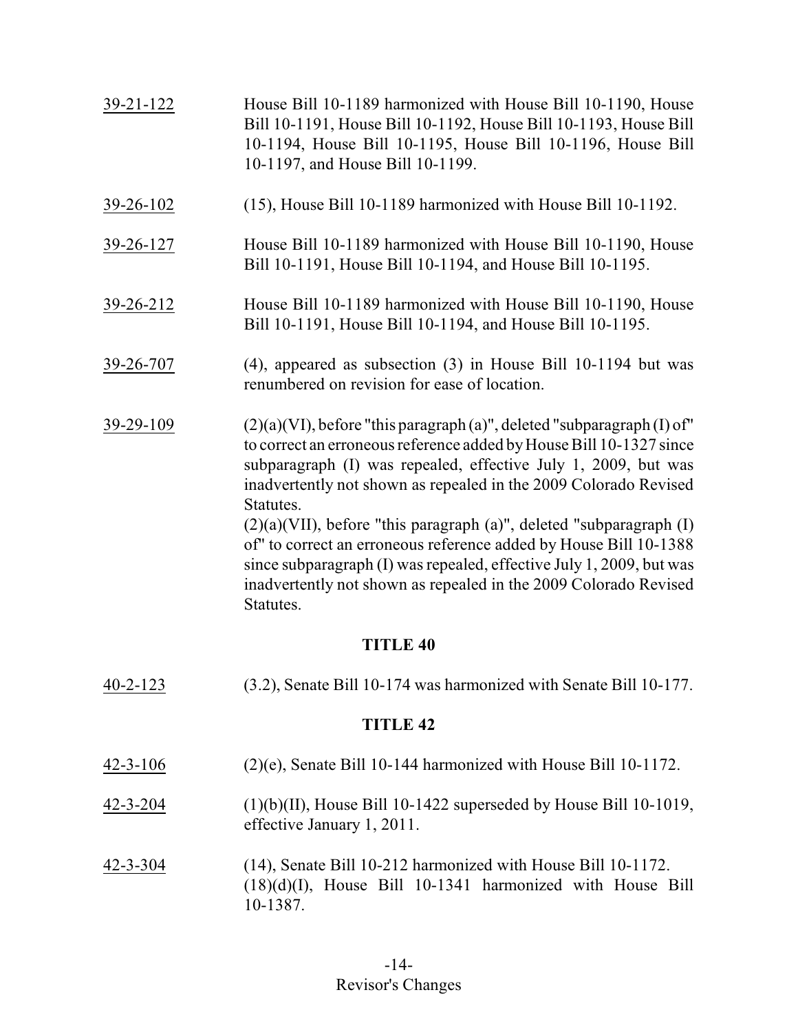<u>39-21-122</u> House Bill 10-1189 harmonized with House Bill 10-1190, House Bill 10-1191, House Bill 10-1192, House Bill 10-1193, House Bill 10-1194, House Bill 10-1195, House Bill 10-1196, House Bill 10-1197, and House Bill 10-1199.

<u>39-26-102</u> (15), House Bill 10-1189 harmonized with House Bill 10-1192.

<u>39-26-127</u> House Bill 10-1189 harmonized with House Bill 10-1190, House Bill 10-1191, House Bill 10-1194, and House Bill 10-1195.

<u>39-26-212</u> House Bill 10-1189 harmonized with House Bill 10-1190, House Bill 10-1191, House Bill 10-1194, and House Bill 10-1195.

<u>39-26-707</u> (4), appeared as subsection (3) in House Bill 10-1194 but was renumbered on revision for ease of location.

<u>39-29-109</u> (2)(a)(VI), before "this paragraph (a)", deleted "subparagraph (I) of" to correct an erroneous reference added by House Bill 10-1327 since subparagraph (I) was repealed, effective July 1, 2009, but was inadvertently not shown as repealed in the 2009 Colorado Revised Statutes.
(2)(a)(VII), before "this paragraph (a)", deleted "subparagraph (I) of" to correct an erroneous reference added by House Bill 10-1388 since subparagraph (I) was repealed, effective July 1, 2009, but was inadvertently not shown as repealed in the 2009 Colorado Revised Statutes.

## TITLE 40

<u>40-2-123</u> (3.2), Senate Bill 10-174 was harmonized with Senate Bill 10-177.

## TITLE 42

<u>42-3-106</u> (2)(e), Senate Bill 10-144 harmonized with House Bill 10-1172.

<u>42-3-204</u> (1)(b)(II), House Bill 10-1422 superseded by House Bill 10-1019, effective January 1, 2011.

<u>42-3-304</u> (14), Senate Bill 10-212 harmonized with House Bill 10-1172.
(18)(d)(I), House Bill 10-1341 harmonized with House Bill 10-1387.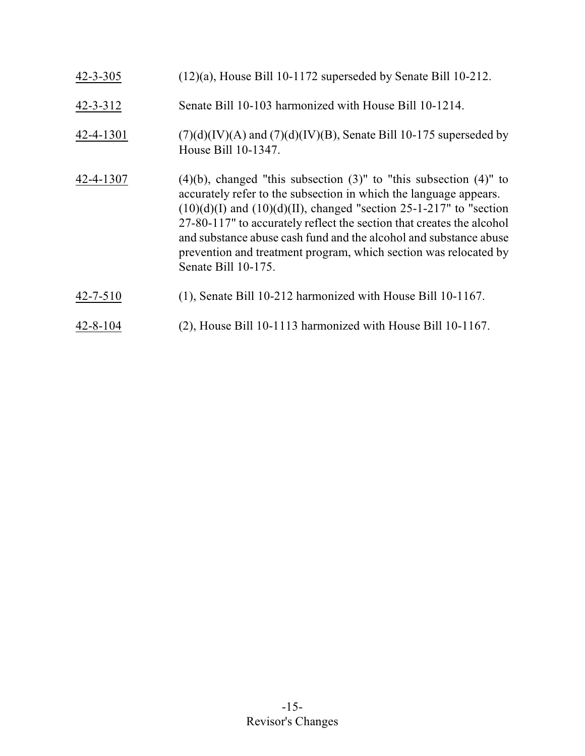<u>42-3-305</u> (12)(a), House Bill 10-1172 superseded by Senate Bill 10-212.

<u>42-3-312</u> Senate Bill 10-103 harmonized with House Bill 10-1214.

<u>42-4-1301</u> (7)(d)(IV)(A) and (7)(d)(IV)(B), Senate Bill 10-175 superseded by House Bill 10-1347.

<u>42-4-1307</u> (4)(b), changed "this subsection (3)" to "this subsection (4)" to accurately refer to the subsection in which the language appears. (10)(d)(I) and (10)(d)(II), changed "section 25-1-217" to "section 27-80-117" to accurately reflect the section that creates the alcohol and substance abuse cash fund and the alcohol and substance abuse prevention and treatment program, which section was relocated by Senate Bill 10-175.

<u>42-7-510</u> (1), Senate Bill 10-212 harmonized with House Bill 10-1167.

<u>42-8-104</u> (2), House Bill 10-1113 harmonized with House Bill 10-1167.